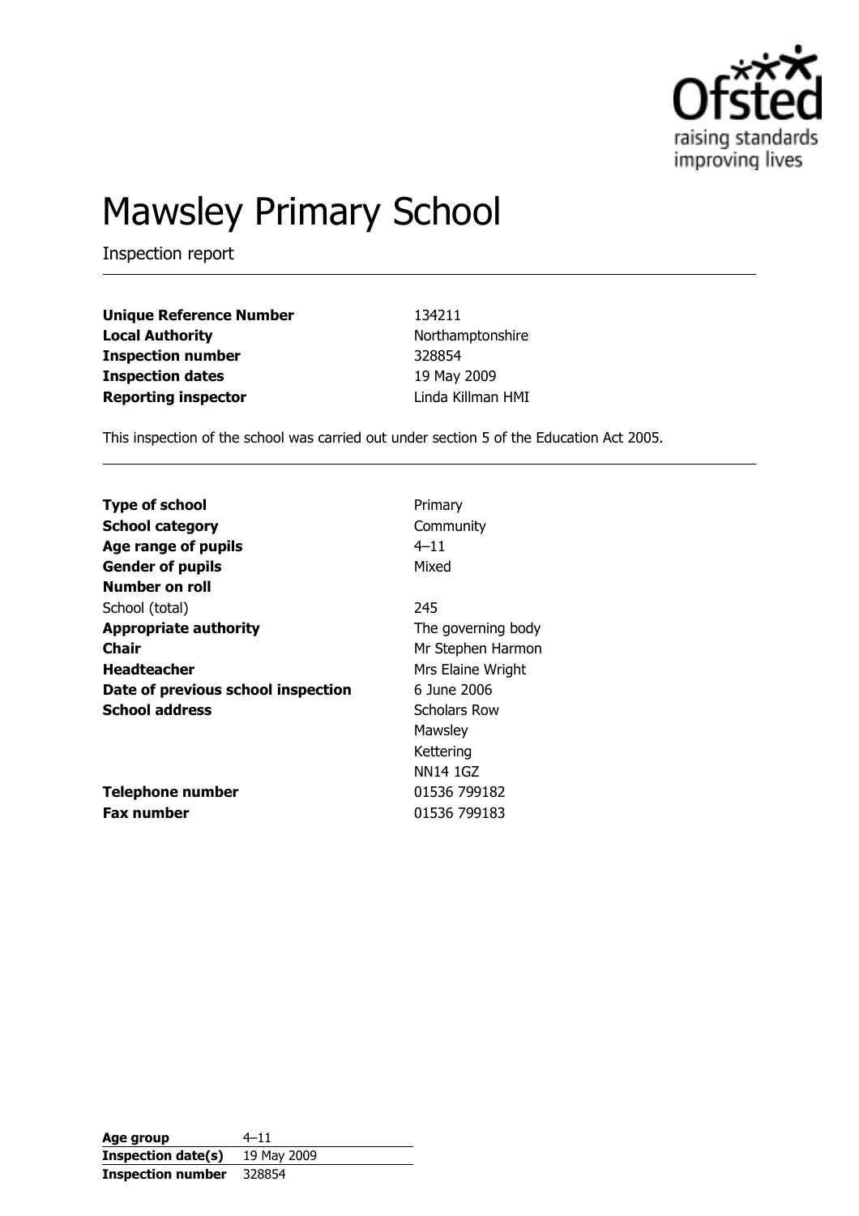# Mawsley Primary School

Inspection report

| | |
|---|---|
| **Unique Reference Number** | 134211 |
| **Local Authority** | Northamptonshire |
| **Inspection number** | 328854 |
| **Inspection dates** | 19 May 2009 |
| **Reporting inspector** | Linda Killman HMI |

This inspection of the school was carried out under section 5 of the Education Act 2005.

| | |
|---|---|
| **Type of school** | Primary |
| **School category** | Community |
| **Age range of pupils** | 4–11 |
| **Gender of pupils** | Mixed |
| **Number on roll** | |
| School (total) | 245 |
| **Appropriate authority** | The governing body |
| **Chair** | Mr Stephen Harmon |
| **Headteacher** | Mrs Elaine Wright |
| **Date of previous school inspection** | 6 June 2006 |
| **School address** | Scholars Row<br>Mawsley<br>Kettering<br>NN14 1GZ |
| **Telephone number** | 01536 799182 |
| **Fax number** | 01536 799183 |

| | |
|---|---|
| **Age group** | 4–11 |
| **Inspection date(s)** | 19 May 2009 |
| **Inspection number** | 328854 |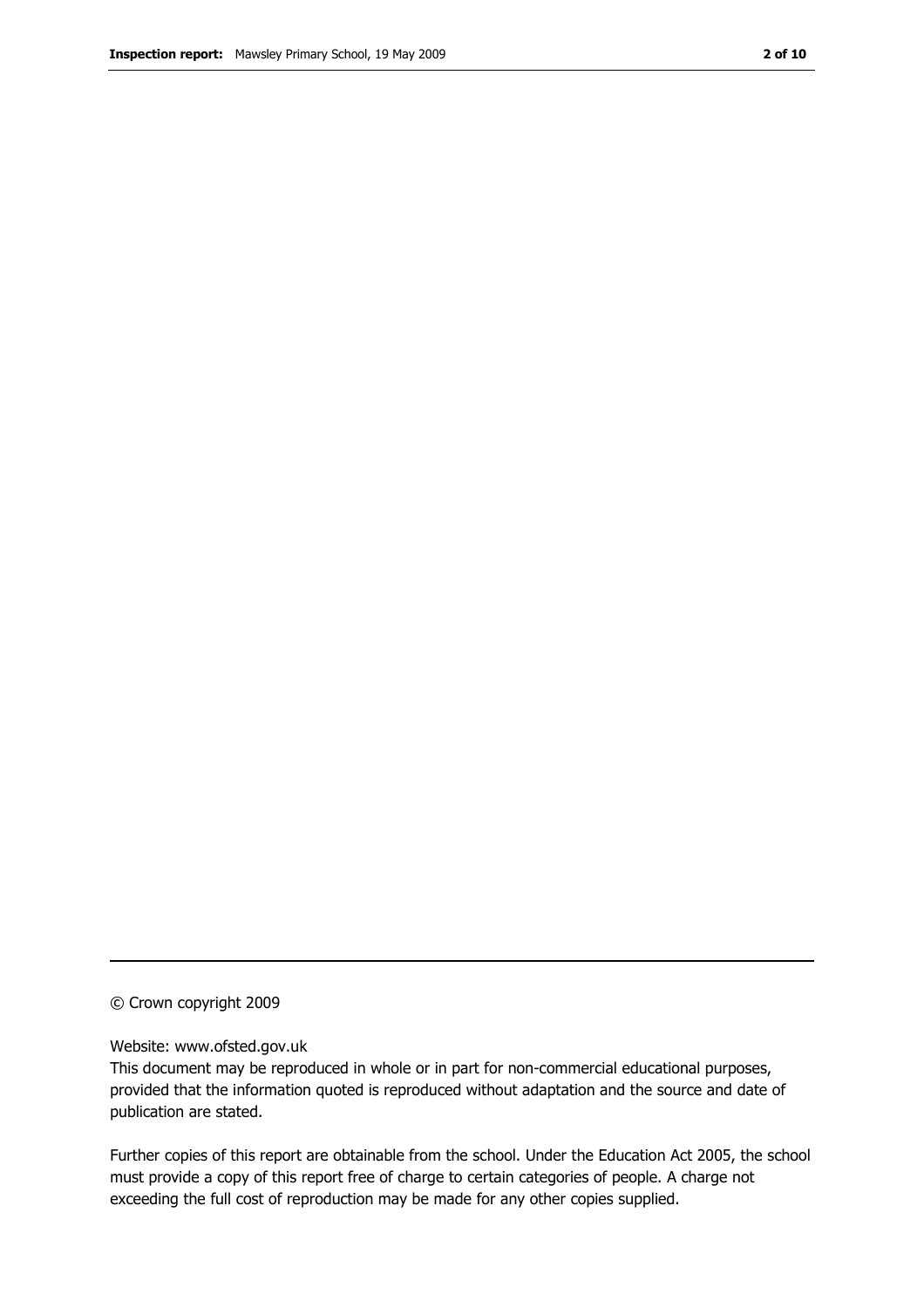---

© Crown copyright 2009

Website: www.ofsted.gov.uk

This document may be reproduced in whole or in part for non-commercial educational purposes, provided that the information quoted is reproduced without adaptation and the source and date of publication are stated.

Further copies of this report are obtainable from the school. Under the Education Act 2005, the school must provide a copy of this report free of charge to certain categories of people. A charge not exceeding the full cost of reproduction may be made for any other copies supplied.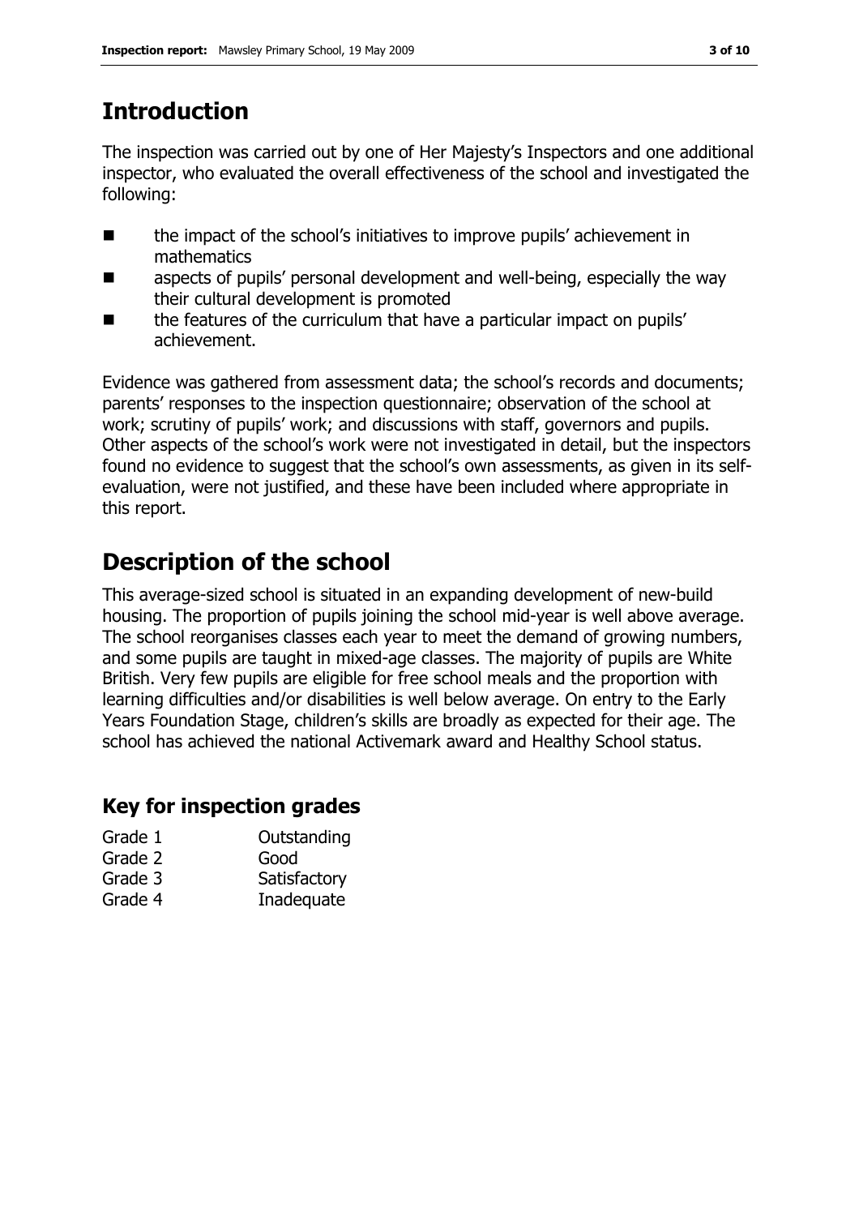# Introduction

The inspection was carried out by one of Her Majesty's Inspectors and one additional inspector, who evaluated the overall effectiveness of the school and investigated the following:

- the impact of the school's initiatives to improve pupils' achievement in mathematics
- aspects of pupils' personal development and well-being, especially the way their cultural development is promoted
- the features of the curriculum that have a particular impact on pupils' achievement.

Evidence was gathered from assessment data; the school's records and documents; parents' responses to the inspection questionnaire; observation of the school at work; scrutiny of pupils' work; and discussions with staff, governors and pupils. Other aspects of the school's work were not investigated in detail, but the inspectors found no evidence to suggest that the school's own assessments, as given in its self-evaluation, were not justified, and these have been included where appropriate in this report.

# Description of the school

This average-sized school is situated in an expanding development of new-build housing. The proportion of pupils joining the school mid-year is well above average. The school reorganises classes each year to meet the demand of growing numbers, and some pupils are taught in mixed-age classes. The majority of pupils are White British. Very few pupils are eligible for free school meals and the proportion with learning difficulties and/or disabilities is well below average. On entry to the Early Years Foundation Stage, children's skills are broadly as expected for their age. The school has achieved the national Activemark award and Healthy School status.

## Key for inspection grades

| | |
|---|---|
| Grade 1 | Outstanding |
| Grade 2 | Good |
| Grade 3 | Satisfactory |
| Grade 4 | Inadequate |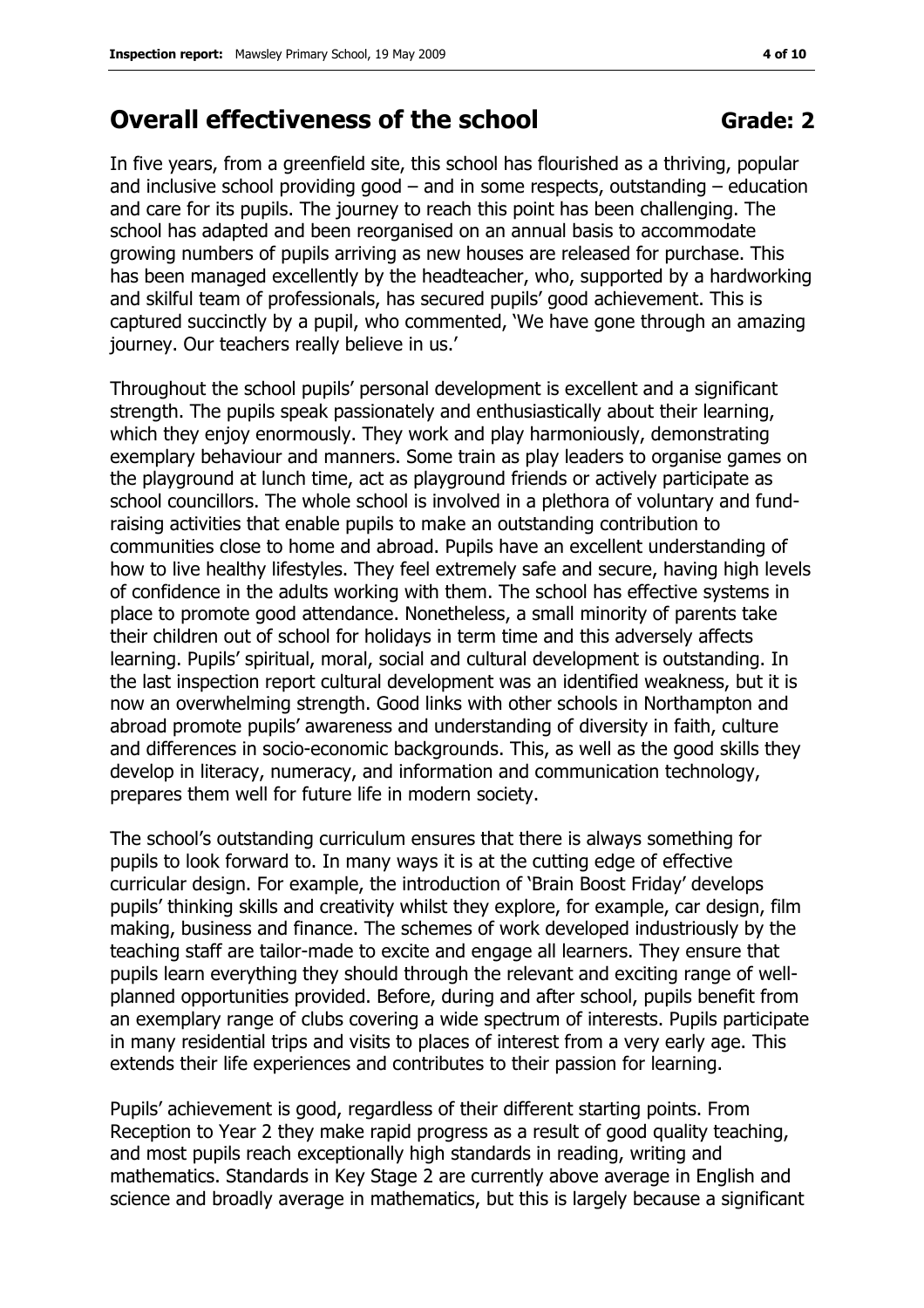## Overall effectiveness of the school Grade: 2

In five years, from a greenfield site, this school has flourished as a thriving, popular and inclusive school providing good – and in some respects, outstanding – education and care for its pupils. The journey to reach this point has been challenging. The school has adapted and been reorganised on an annual basis to accommodate growing numbers of pupils arriving as new houses are released for purchase. This has been managed excellently by the headteacher, who, supported by a hardworking and skilful team of professionals, has secured pupils' good achievement. This is captured succinctly by a pupil, who commented, 'We have gone through an amazing journey. Our teachers really believe in us.'

Throughout the school pupils' personal development is excellent and a significant strength. The pupils speak passionately and enthusiastically about their learning, which they enjoy enormously. They work and play harmoniously, demonstrating exemplary behaviour and manners. Some train as play leaders to organise games on the playground at lunch time, act as playground friends or actively participate as school councillors. The whole school is involved in a plethora of voluntary and fund-raising activities that enable pupils to make an outstanding contribution to communities close to home and abroad. Pupils have an excellent understanding of how to live healthy lifestyles. They feel extremely safe and secure, having high levels of confidence in the adults working with them. The school has effective systems in place to promote good attendance. Nonetheless, a small minority of parents take their children out of school for holidays in term time and this adversely affects learning. Pupils' spiritual, moral, social and cultural development is outstanding. In the last inspection report cultural development was an identified weakness, but it is now an overwhelming strength. Good links with other schools in Northampton and abroad promote pupils' awareness and understanding of diversity in faith, culture and differences in socio-economic backgrounds. This, as well as the good skills they develop in literacy, numeracy, and information and communication technology, prepares them well for future life in modern society.

The school's outstanding curriculum ensures that there is always something for pupils to look forward to. In many ways it is at the cutting edge of effective curricular design. For example, the introduction of 'Brain Boost Friday' develops pupils' thinking skills and creativity whilst they explore, for example, car design, film making, business and finance. The schemes of work developed industriously by the teaching staff are tailor-made to excite and engage all learners. They ensure that pupils learn everything they should through the relevant and exciting range of well-planned opportunities provided. Before, during and after school, pupils benefit from an exemplary range of clubs covering a wide spectrum of interests. Pupils participate in many residential trips and visits to places of interest from a very early age. This extends their life experiences and contributes to their passion for learning.

Pupils' achievement is good, regardless of their different starting points. From Reception to Year 2 they make rapid progress as a result of good quality teaching, and most pupils reach exceptionally high standards in reading, writing and mathematics. Standards in Key Stage 2 are currently above average in English and science and broadly average in mathematics, but this is largely because a significant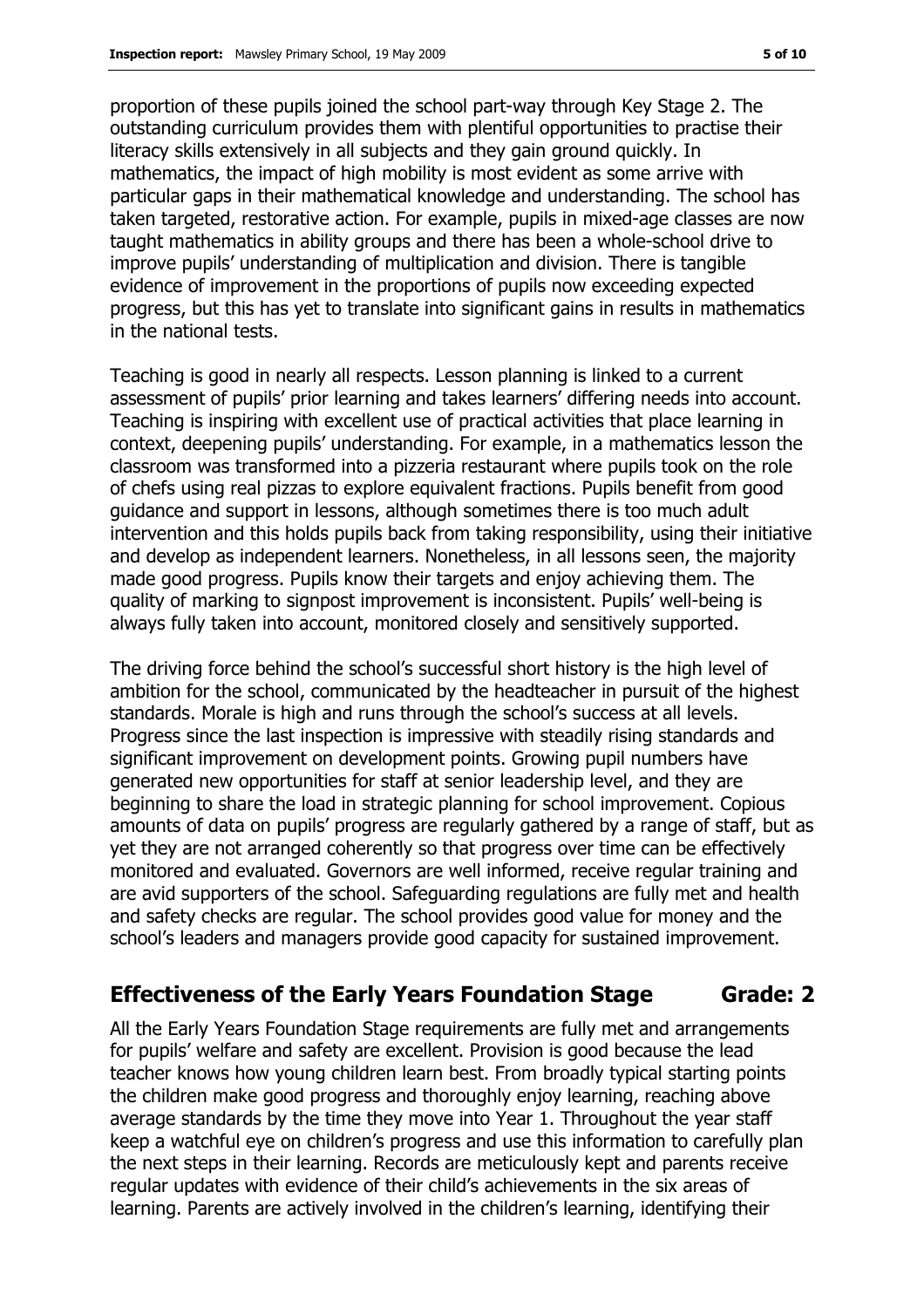proportion of these pupils joined the school part-way through Key Stage 2. The outstanding curriculum provides them with plentiful opportunities to practise their literacy skills extensively in all subjects and they gain ground quickly. In mathematics, the impact of high mobility is most evident as some arrive with particular gaps in their mathematical knowledge and understanding. The school has taken targeted, restorative action. For example, pupils in mixed-age classes are now taught mathematics in ability groups and there has been a whole-school drive to improve pupils' understanding of multiplication and division. There is tangible evidence of improvement in the proportions of pupils now exceeding expected progress, but this has yet to translate into significant gains in results in mathematics in the national tests.

Teaching is good in nearly all respects. Lesson planning is linked to a current assessment of pupils' prior learning and takes learners' differing needs into account. Teaching is inspiring with excellent use of practical activities that place learning in context, deepening pupils' understanding. For example, in a mathematics lesson the classroom was transformed into a pizzeria restaurant where pupils took on the role of chefs using real pizzas to explore equivalent fractions. Pupils benefit from good guidance and support in lessons, although sometimes there is too much adult intervention and this holds pupils back from taking responsibility, using their initiative and develop as independent learners. Nonetheless, in all lessons seen, the majority made good progress. Pupils know their targets and enjoy achieving them. The quality of marking to signpost improvement is inconsistent. Pupils' well-being is always fully taken into account, monitored closely and sensitively supported.

The driving force behind the school's successful short history is the high level of ambition for the school, communicated by the headteacher in pursuit of the highest standards. Morale is high and runs through the school's success at all levels. Progress since the last inspection is impressive with steadily rising standards and significant improvement on development points. Growing pupil numbers have generated new opportunities for staff at senior leadership level, and they are beginning to share the load in strategic planning for school improvement. Copious amounts of data on pupils' progress are regularly gathered by a range of staff, but as yet they are not arranged coherently so that progress over time can be effectively monitored and evaluated. Governors are well informed, receive regular training and are avid supporters of the school. Safeguarding regulations are fully met and health and safety checks are regular. The school provides good value for money and the school's leaders and managers provide good capacity for sustained improvement.

## Effectiveness of the Early Years Foundation Stage Grade: 2

All the Early Years Foundation Stage requirements are fully met and arrangements for pupils' welfare and safety are excellent. Provision is good because the lead teacher knows how young children learn best. From broadly typical starting points the children make good progress and thoroughly enjoy learning, reaching above average standards by the time they move into Year 1. Throughout the year staff keep a watchful eye on children's progress and use this information to carefully plan the next steps in their learning. Records are meticulously kept and parents receive regular updates with evidence of their child's achievements in the six areas of learning. Parents are actively involved in the children's learning, identifying their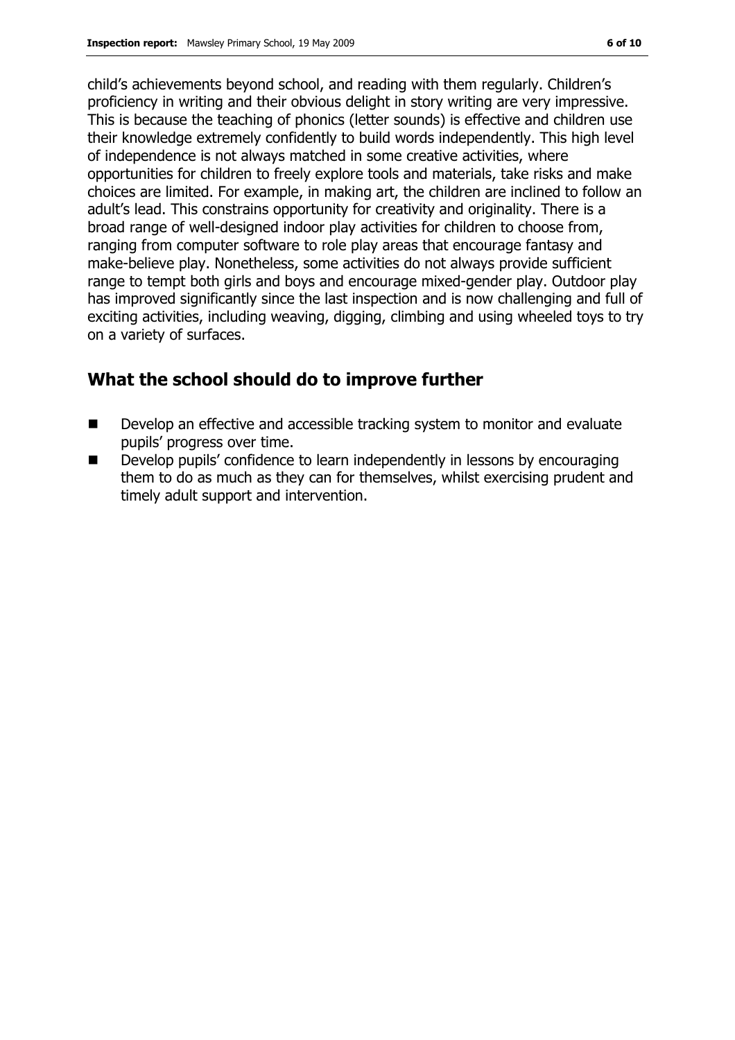child's achievements beyond school, and reading with them regularly. Children's proficiency in writing and their obvious delight in story writing are very impressive. This is because the teaching of phonics (letter sounds) is effective and children use their knowledge extremely confidently to build words independently. This high level of independence is not always matched in some creative activities, where opportunities for children to freely explore tools and materials, take risks and make choices are limited. For example, in making art, the children are inclined to follow an adult's lead. This constrains opportunity for creativity and originality. There is a broad range of well-designed indoor play activities for children to choose from, ranging from computer software to role play areas that encourage fantasy and make-believe play. Nonetheless, some activities do not always provide sufficient range to tempt both girls and boys and encourage mixed-gender play. Outdoor play has improved significantly since the last inspection and is now challenging and full of exciting activities, including weaving, digging, climbing and using wheeled toys to try on a variety of surfaces.

## What the school should do to improve further

- Develop an effective and accessible tracking system to monitor and evaluate pupils' progress over time.
- Develop pupils' confidence to learn independently in lessons by encouraging them to do as much as they can for themselves, whilst exercising prudent and timely adult support and intervention.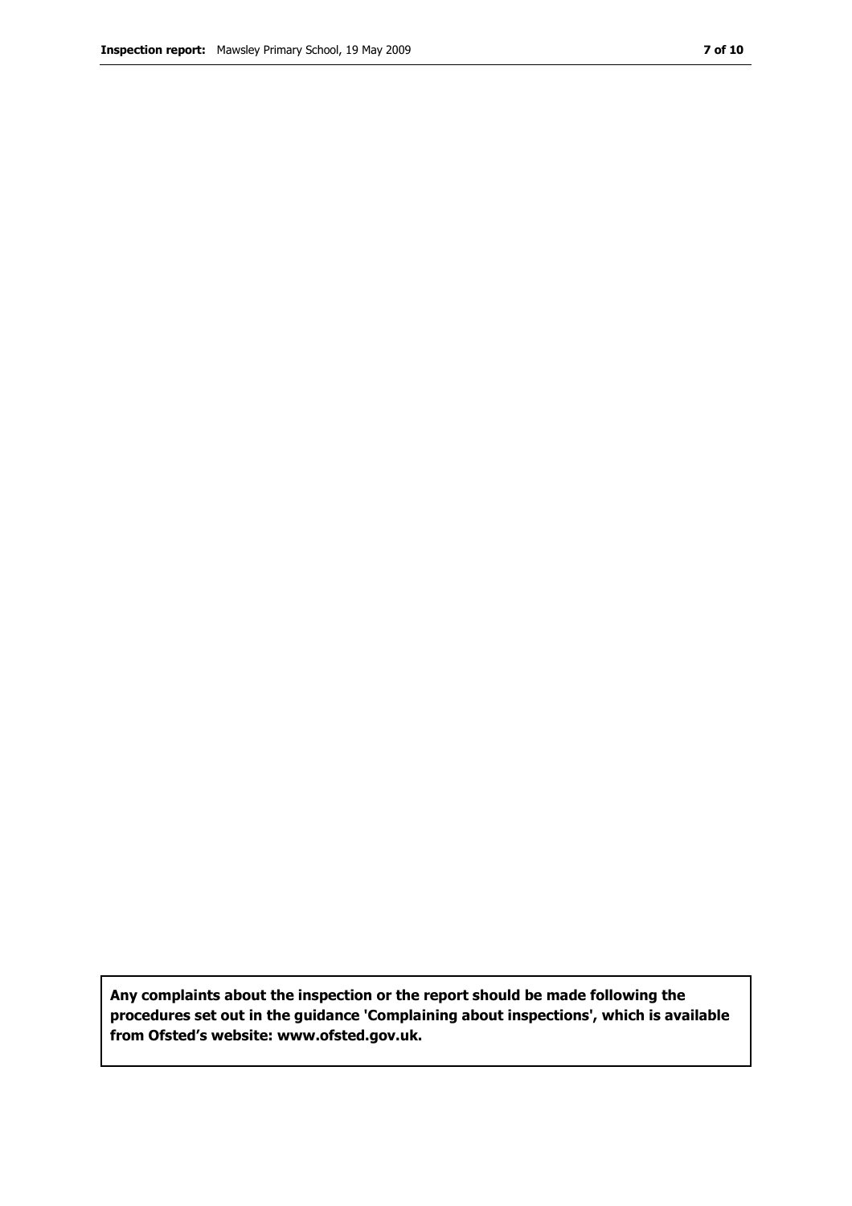**Any complaints about the inspection or the report should be made following the procedures set out in the guidance 'Complaining about inspections', which is available from Ofsted's website: www.ofsted.gov.uk.**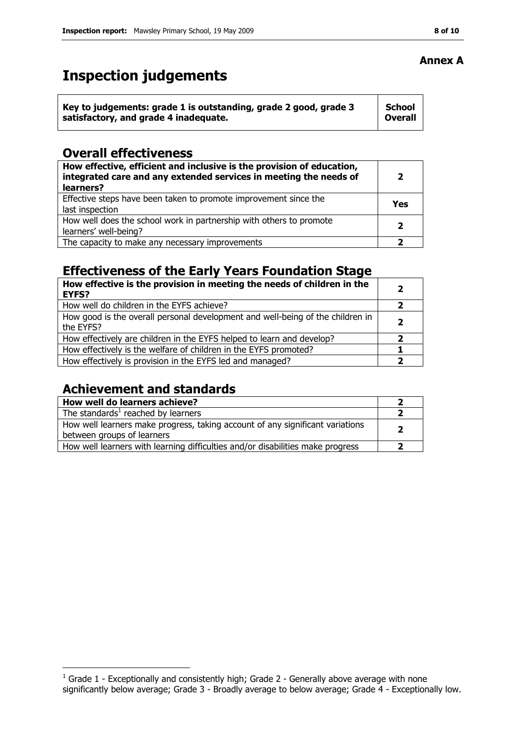**Annex A**

# Inspection judgements

| Key to judgements: grade 1 is outstanding, grade 2 good, grade 3 satisfactory, and grade 4 inadequate. | School Overall |
| --- | --- |

## Overall effectiveness

| | |
| --- | --- |
| **How effective, efficient and inclusive is the provision of education, integrated care and any extended services in meeting the needs of learners?** | **2** |
| Effective steps have been taken to promote improvement since the last inspection | **Yes** |
| How well does the school work in partnership with others to promote learners' well-being? | **2** |
| The capacity to make any necessary improvements | **2** |

## Effectiveness of the Early Years Foundation Stage

| | |
| --- | --- |
| **How effective is the provision in meeting the needs of children in the EYFS?** | **2** |
| How well do children in the EYFS achieve? | **2** |
| How good is the overall personal development and well-being of the children in the EYFS? | **2** |
| How effectively are children in the EYFS helped to learn and develop? | **2** |
| How effectively is the welfare of children in the EYFS promoted? | **1** |
| How effectively is provision in the EYFS led and managed? | **2** |

## Achievement and standards

| | |
| --- | --- |
| **How well do learners achieve?** | **2** |
| The standards[1] reached by learners | **2** |
| How well learners make progress, taking account of any significant variations between groups of learners | **2** |
| How well learners with learning difficulties and/or disabilities make progress | **2** |

[1] Grade 1 - Exceptionally and consistently high; Grade 2 - Generally above average with none significantly below average; Grade 3 - Broadly average to below average; Grade 4 - Exceptionally low.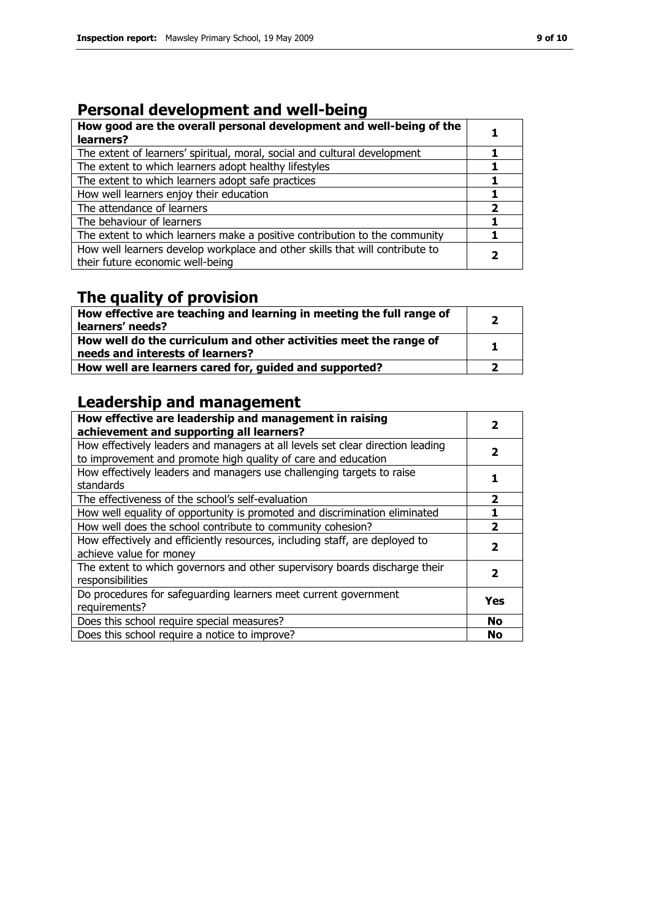## Personal development and well-being

| **How good are the overall personal development and well-being of the learners?** | **1** |
|---|---|
| The extent of learners' spiritual, moral, social and cultural development | **1** |
| The extent to which learners adopt healthy lifestyles | **1** |
| The extent to which learners adopt safe practices | **1** |
| How well learners enjoy their education | **1** |
| The attendance of learners | **2** |
| The behaviour of learners | **1** |
| The extent to which learners make a positive contribution to the community | **1** |
| How well learners develop workplace and other skills that will contribute to their future economic well-being | **2** |

## The quality of provision

| **How effective are teaching and learning in meeting the full range of learners' needs?** | **2** |
|---|---|
| **How well do the curriculum and other activities meet the range of needs and interests of learners?** | **1** |
| **How well are learners cared for, guided and supported?** | **2** |

## Leadership and management

| **How effective are leadership and management in raising achievement and supporting all learners?** | **2** |
|---|---|
| How effectively leaders and managers at all levels set clear direction leading to improvement and promote high quality of care and education | **2** |
| How effectively leaders and managers use challenging targets to raise standards | **1** |
| The effectiveness of the school's self-evaluation | **2** |
| How well equality of opportunity is promoted and discrimination eliminated | **1** |
| How well does the school contribute to community cohesion? | **2** |
| How effectively and efficiently resources, including staff, are deployed to achieve value for money | **2** |
| The extent to which governors and other supervisory boards discharge their responsibilities | **2** |
| Do procedures for safeguarding learners meet current government requirements? | **Yes** |
| Does this school require special measures? | **No** |
| Does this school require a notice to improve? | **No** |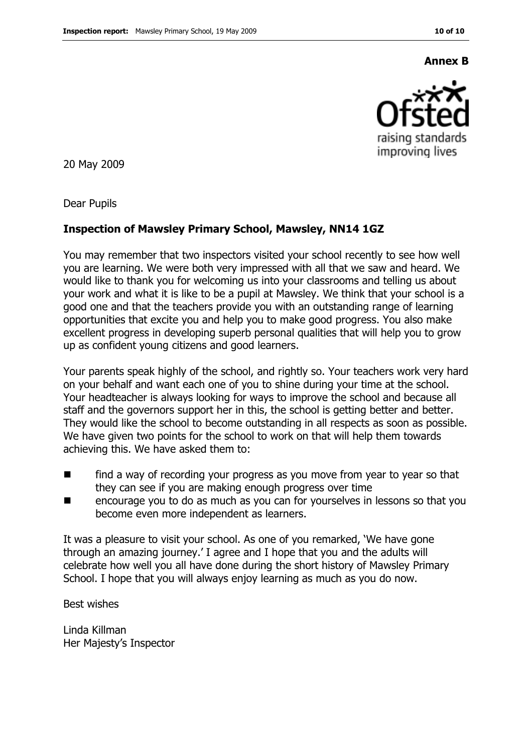**Annex B**

20 May 2009

Dear Pupils

**Inspection of Mawsley Primary School, Mawsley, NN14 1GZ**

You may remember that two inspectors visited your school recently to see how well you are learning. We were both very impressed with all that we saw and heard. We would like to thank you for welcoming us into your classrooms and telling us about your work and what it is like to be a pupil at Mawsley. We think that your school is a good one and that the teachers provide you with an outstanding range of learning opportunities that excite you and help you to make good progress. You also make excellent progress in developing superb personal qualities that will help you to grow up as confident young citizens and good learners.

Your parents speak highly of the school, and rightly so. Your teachers work very hard on your behalf and want each one of you to shine during your time at the school. Your headteacher is always looking for ways to improve the school and because all staff and the governors support her in this, the school is getting better and better. They would like the school to become outstanding in all respects as soon as possible. We have given two points for the school to work on that will help them towards achieving this. We have asked them to:

- find a way of recording your progress as you move from year to year so that they can see if you are making enough progress over time
- encourage you to do as much as you can for yourselves in lessons so that you become even more independent as learners.

It was a pleasure to visit your school. As one of you remarked, 'We have gone through an amazing journey.' I agree and I hope that you and the adults will celebrate how well you all have done during the short history of Mawsley Primary School. I hope that you will always enjoy learning as much as you do now.

Best wishes

Linda Killman
Her Majesty's Inspector